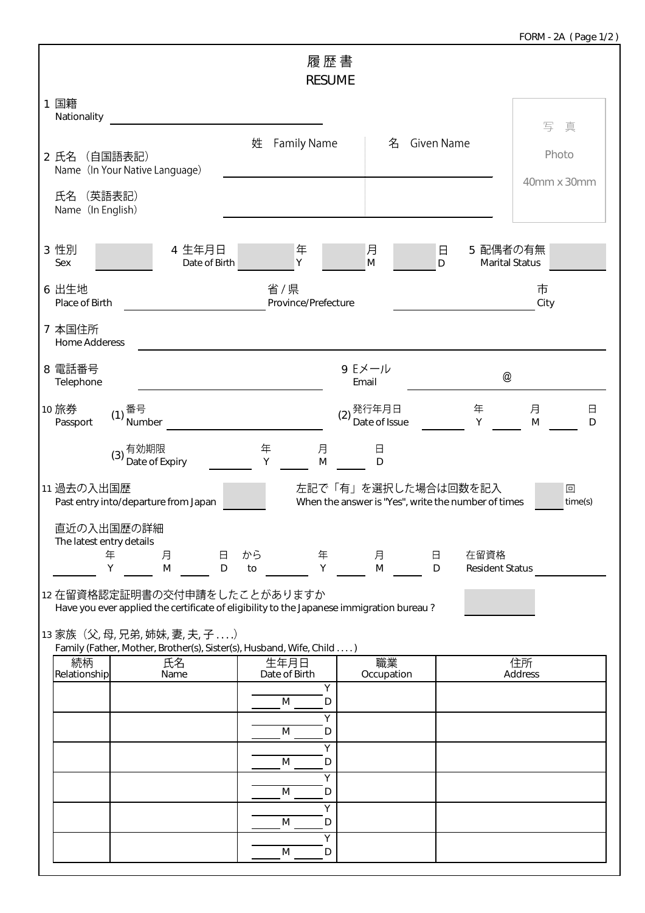FORM - 2A ( Page 1/2 )

# 履歴書
# RESUME

1 国籍
Nationality ____________________

写 真
Photo
40mm x 30mm

| | 姓 Family Name | 名 Given Name |
|---|---|---|
| 2 氏名（自国語表記）<br>Name (In Your Native Language) | | |
| 氏名（英語表記）<br>Name (In English) | | |

3 性別 Sex ______ 4 生年月日 Date of Birth ______ 年 Y ______ 月 M ______ 日 D 5 配偶者の有無 Marital Status ______

6 出生地 Place of Birth ____________ 省 / 県 Province/Prefecture ____________ 市 City

7 本国住所 Home Adderess ____________________

8 電話番号 Telephone ____________ 9 Eメール Email ______ @ ______

10 旅券 Passport (1) 番号 Number ____________ (2) 発行年月日 Date of Issue ______ 年 Y ______ 月 M ______ 日 D

(3) 有効期限 Date of Expiry ______ 年 Y ______ 月 M ______ 日 D

11 過去の入出国歴 Past entry into/departure from Japan ______ 左記で「有」を選択した場合は回数を記入 When the answer is "Yes", write the number of times ______ 回 time(s)

直近の入出国歴の詳細
The latest entry details
______ 年 Y ______ 月 M ______ 日 D から to ______ 年 Y ______ 月 M ______ 日 D 在留資格 Resident Status ______

12 在留資格認定証明書の交付申請をしたことがありますか
Have you ever applied the certificate of eligibility to the Japanese immigration bureau ? ______

13 家族（父, 母, 兄弟, 姉妹, 妻, 夫, 子 . . . .）
Family (Father, Mother, Brother(s), Sister(s), Husband, Wife, Child . . . . )

| 続柄<br>Relationship | 氏名<br>Name | 生年月日<br>Date of Birth | 職業<br>Occupation | 住所<br>Address |
|---|---|---|---|---|
| | | Y M D | | |
| | | Y M D | | |
| | | Y M D | | |
| | | Y M D | | |
| | | Y M D | | |
| | | Y M D | | |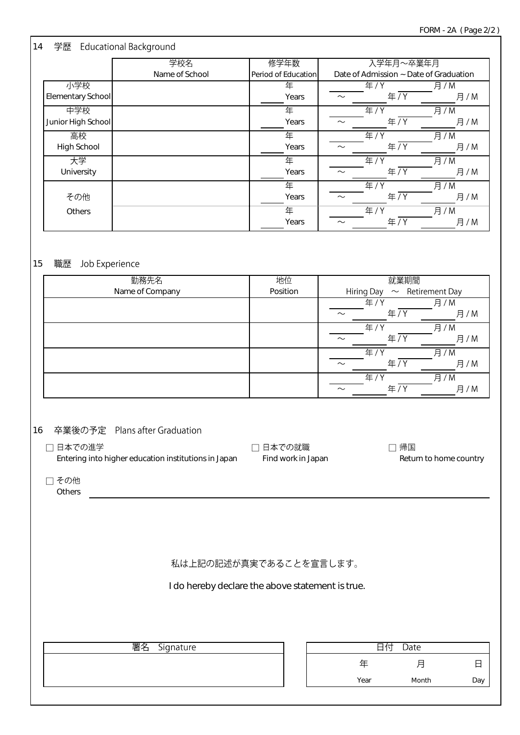## 14 学歴 Educational Background

| | 学校名<br>Name of School | 修学年数<br>Period of Education | 入学年月～卒業年月<br>Date of Admission ~ Date of Graduation |
|---|---|---|---|
| 小学校<br>Elementary School | | 年<br>Years | 年 / Y 月 / M<br>～ 年 / Y 月 / M |
| 中学校<br>Junior High School | | 年<br>Years | 年 / Y 月 / M<br>～ 年 / Y 月 / M |
| 高校<br>High School | | 年<br>Years | 年 / Y 月 / M<br>～ 年 / Y 月 / M |
| 大学<br>University | | 年<br>Years | 年 / Y 月 / M<br>～ 年 / Y 月 / M |
| その他<br>Others | | 年<br>Years | 年 / Y 月 / M<br>～ 年 / Y 月 / M |
| | | 年<br>Years | 年 / Y 月 / M<br>～ 年 / Y 月 / M |

## 15 職歴 Job Experience

| 勤務先名<br>Name of Company | 地位<br>Position | 就業期間<br>Hiring Day ～ Retirement Day |
|---|---|---|
| | | 年 / Y 月 / M<br>～ 年 / Y 月 / M |
| | | 年 / Y 月 / M<br>～ 年 / Y 月 / M |
| | | 年 / Y 月 / M<br>～ 年 / Y 月 / M |
| | | 年 / Y 月 / M<br>～ 年 / Y 月 / M |

## 16 卒業後の予定 Plans after Graduation

□ 日本での進学
Entering into higher education institutions in Japan

□ 日本での就職
Find work in Japan

□ 帰国
Return to home country

□ その他
Others ______________________________

私は上記の記述が真実であることを宣言します。

I do hereby declare the above statement is true.

| 署名 Signature |
|---|
| |

| 日付 Date | | |
|---|---|---|
| 年<br>Year | 月<br>Month | 日<br>Day |